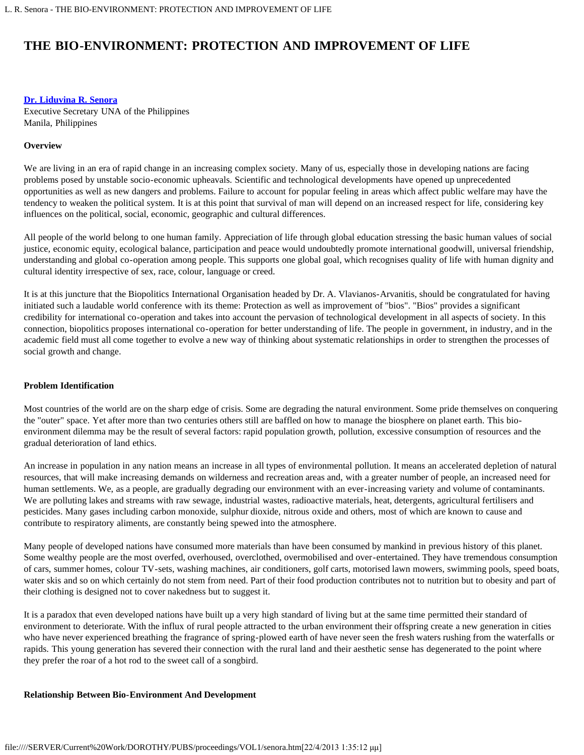# THE BIO-ENVIRONMENT: PROTECTION AND IMPROVEMENT OF LIFE

**Dr. Liduvina R. Senora**
Executive Secretary UNA of the Philippines
Manila, Philippines

**Overview**

We are living in an era of rapid change in an increasing complex society. Many of us, especially those in developing nations are facing problems posed by unstable socio-economic upheavals. Scientific and technological developments have opened up unprecedented opportunities as well as new dangers and problems. Failure to account for popular feeling in areas which affect public welfare may have the tendency to weaken the political system. It is at this point that survival of man will depend on an increased respect for life, considering key influences on the political, social, economic, geographic and cultural differences.

All people of the world belong to one human family. Appreciation of life through global education stressing the basic human values of social justice, economic equity, ecological balance, participation and peace would undoubtedly promote international goodwill, universal friendship, understanding and global co-operation among people. This supports one global goal, which recognises quality of life with human dignity and cultural identity irrespective of sex, race, colour, language or creed.

It is at this juncture that the Biopolitics International Organisation headed by Dr. A. Vlavianos-Arvanitis, should be congratulated for having initiated such a laudable world conference with its theme: Protection as well as improvement of "bios". "Bios" provides a significant credibility for international co-operation and takes into account the pervasion of technological development in all aspects of society. In this connection, biopolitics proposes international co-operation for better understanding of life. The people in government, in industry, and in the academic field must all come together to evolve a new way of thinking about systematic relationships in order to strengthen the processes of social growth and change.

**Problem Identification**

Most countries of the world are on the sharp edge of crisis. Some are degrading the natural environment. Some pride themselves on conquering the "outer" space. Yet after more than two centuries others still are baffled on how to manage the biosphere on planet earth. This bio-environment dilemma may be the result of several factors: rapid population growth, pollution, excessive consumption of resources and the gradual deterioration of land ethics.

An increase in population in any nation means an increase in all types of environmental pollution. It means an accelerated depletion of natural resources, that will make increasing demands on wilderness and recreation areas and, with a greater number of people, an increased need for human settlements. We, as a people, are gradually degrading our environment with an ever-increasing variety and volume of contaminants. We are polluting lakes and streams with raw sewage, industrial wastes, radioactive materials, heat, detergents, agricultural fertilisers and pesticides. Many gases including carbon monoxide, sulphur dioxide, nitrous oxide and others, most of which are known to cause and contribute to respiratory aliments, are constantly being spewed into the atmosphere.

Many people of developed nations have consumed more materials than have been consumed by mankind in previous history of this planet. Some wealthy people are the most overfed, overhoused, overclothed, overmobilised and over-entertained. They have tremendous consumption of cars, summer homes, colour TV-sets, washing machines, air conditioners, golf carts, motorised lawn mowers, swimming pools, speed boats, water skis and so on which certainly do not stem from need. Part of their food production contributes not to nutrition but to obesity and part of their clothing is designed not to cover nakedness but to suggest it.

It is a paradox that even developed nations have built up a very high standard of living but at the same time permitted their standard of environment to deteriorate. With the influx of rural people attracted to the urban environment their offspring create a new generation in cities who have never experienced breathing the fragrance of spring-plowed earth of have never seen the fresh waters rushing from the waterfalls or rapids. This young generation has severed their connection with the rural land and their aesthetic sense has degenerated to the point where they prefer the roar of a hot rod to the sweet call of a songbird.

**Relationship Between Bio-Environment And Development**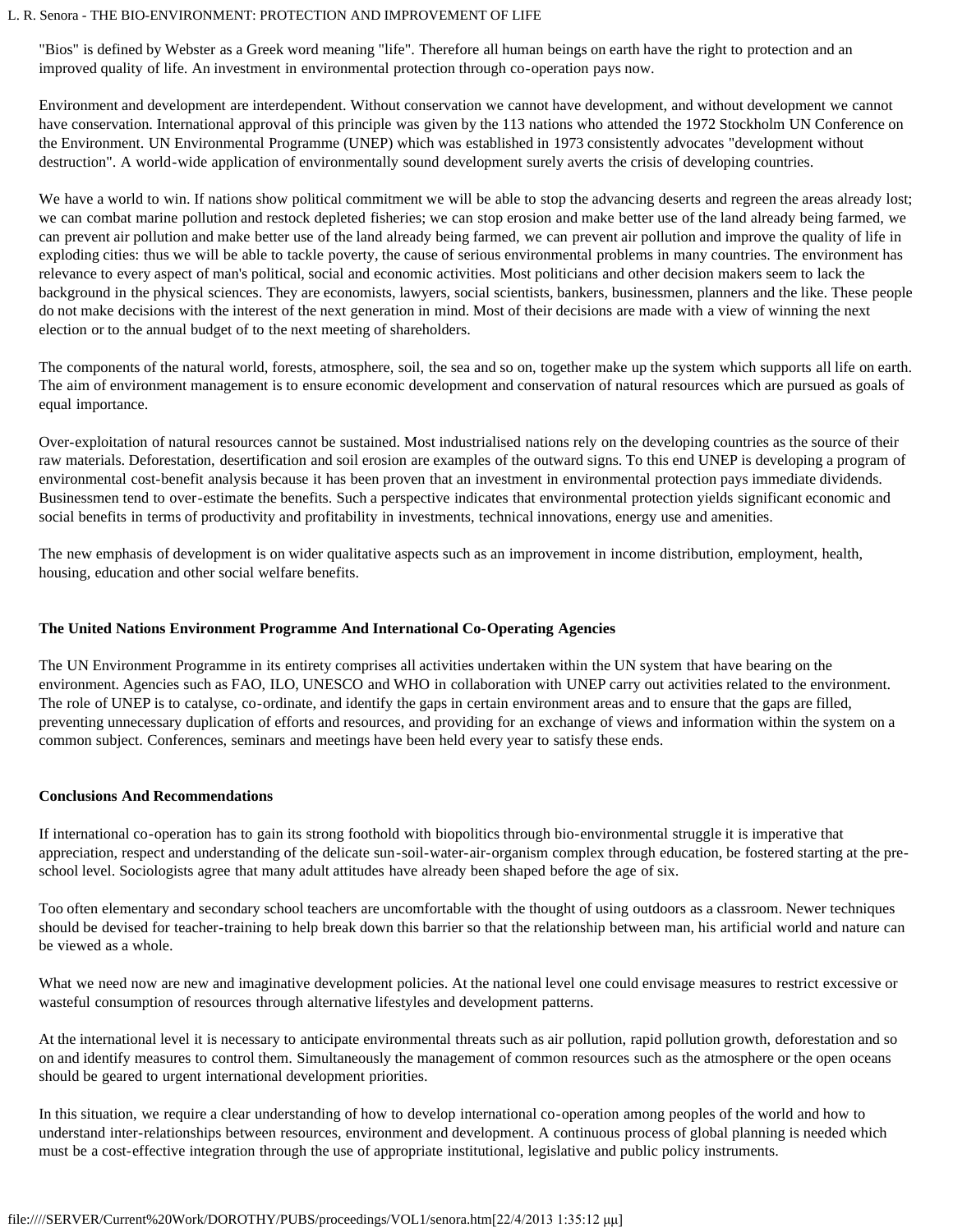"Bios" is defined by Webster as a Greek word meaning "life". Therefore all human beings on earth have the right to protection and an improved quality of life. An investment in environmental protection through co-operation pays now.

Environment and development are interdependent. Without conservation we cannot have development, and without development we cannot have conservation. International approval of this principle was given by the 113 nations who attended the 1972 Stockholm UN Conference on the Environment. UN Environmental Programme (UNEP) which was established in 1973 consistently advocates "development without destruction". A world-wide application of environmentally sound development surely averts the crisis of developing countries.

We have a world to win. If nations show political commitment we will be able to stop the advancing deserts and regreen the areas already lost; we can combat marine pollution and restock depleted fisheries; we can stop erosion and make better use of the land already being farmed, we can prevent air pollution and make better use of the land already being farmed, we can prevent air pollution and improve the quality of life in exploding cities: thus we will be able to tackle poverty, the cause of serious environmental problems in many countries. The environment has relevance to every aspect of man's political, social and economic activities. Most politicians and other decision makers seem to lack the background in the physical sciences. They are economists, lawyers, social scientists, bankers, businessmen, planners and the like. These people do not make decisions with the interest of the next generation in mind. Most of their decisions are made with a view of winning the next election or to the annual budget of to the next meeting of shareholders.

The components of the natural world, forests, atmosphere, soil, the sea and so on, together make up the system which supports all life on earth. The aim of environment management is to ensure economic development and conservation of natural resources which are pursued as goals of equal importance.

Over-exploitation of natural resources cannot be sustained. Most industrialised nations rely on the developing countries as the source of their raw materials. Deforestation, desertification and soil erosion are examples of the outward signs. To this end UNEP is developing a program of environmental cost-benefit analysis because it has been proven that an investment in environmental protection pays immediate dividends. Businessmen tend to over-estimate the benefits. Such a perspective indicates that environmental protection yields significant economic and social benefits in terms of productivity and profitability in investments, technical innovations, energy use and amenities.

The new emphasis of development is on wider qualitative aspects such as an improvement in income distribution, employment, health, housing, education and other social welfare benefits.

## The United Nations Environment Programme And International Co-Operating Agencies

The UN Environment Programme in its entirety comprises all activities undertaken within the UN system that have bearing on the environment. Agencies such as FAO, ILO, UNESCO and WHO in collaboration with UNEP carry out activities related to the environment. The role of UNEP is to catalyse, co-ordinate, and identify the gaps in certain environment areas and to ensure that the gaps are filled, preventing unnecessary duplication of efforts and resources, and providing for an exchange of views and information within the system on a common subject. Conferences, seminars and meetings have been held every year to satisfy these ends.

## Conclusions And Recommendations

If international co-operation has to gain its strong foothold with biopolitics through bio-environmental struggle it is imperative that appreciation, respect and understanding of the delicate sun-soil-water-air-organism complex through education, be fostered starting at the pre-school level. Sociologists agree that many adult attitudes have already been shaped before the age of six.

Too often elementary and secondary school teachers are uncomfortable with the thought of using outdoors as a classroom. Newer techniques should be devised for teacher-training to help break down this barrier so that the relationship between man, his artificial world and nature can be viewed as a whole.

What we need now are new and imaginative development policies. At the national level one could envisage measures to restrict excessive or wasteful consumption of resources through alternative lifestyles and development patterns.

At the international level it is necessary to anticipate environmental threats such as air pollution, rapid pollution growth, deforestation and so on and identify measures to control them. Simultaneously the management of common resources such as the atmosphere or the open oceans should be geared to urgent international development priorities.

In this situation, we require a clear understanding of how to develop international co-operation among peoples of the world and how to understand inter-relationships between resources, environment and development. A continuous process of global planning is needed which must be a cost-effective integration through the use of appropriate institutional, legislative and public policy instruments.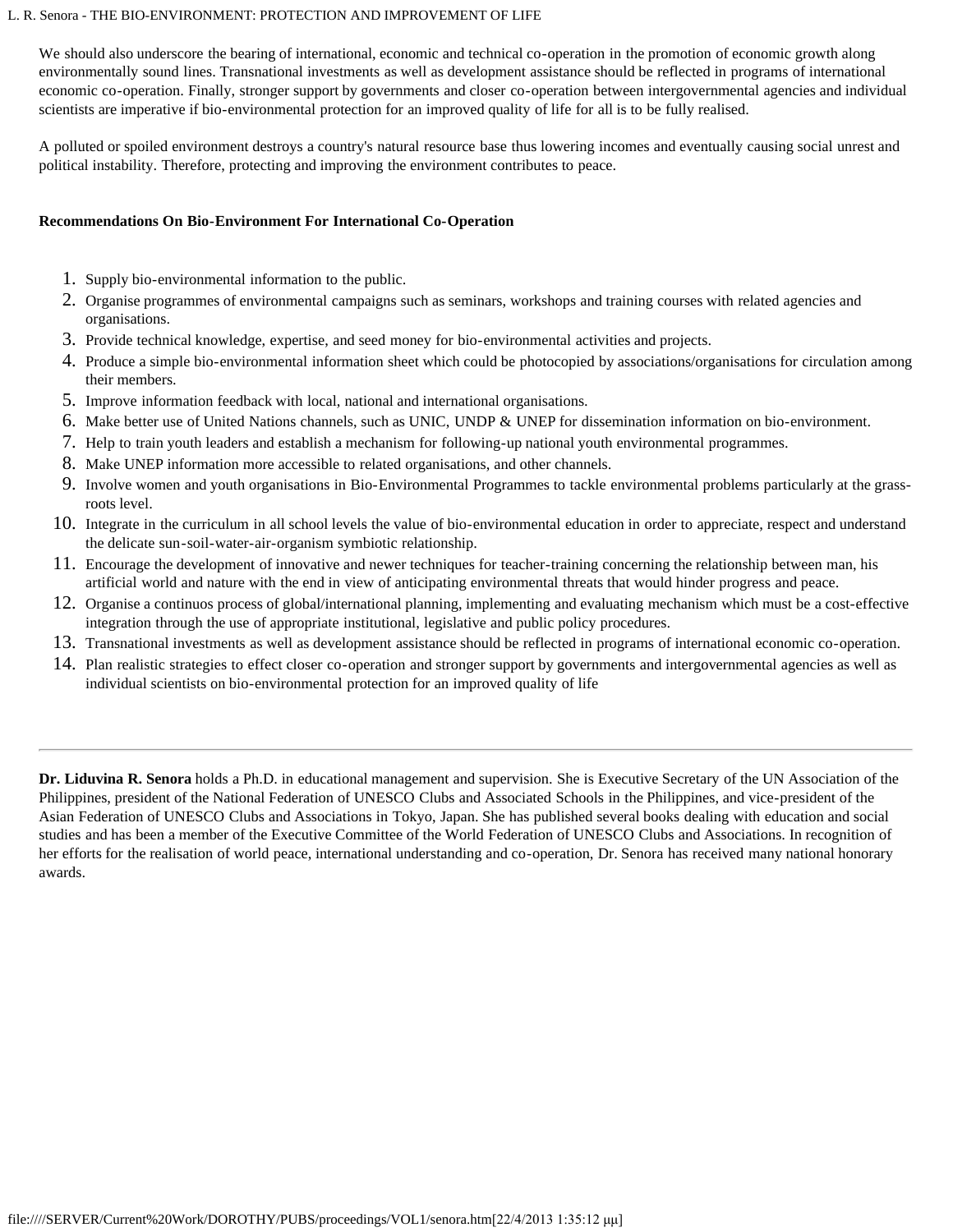We should also underscore the bearing of international, economic and technical co-operation in the promotion of economic growth along environmentally sound lines. Transnational investments as well as development assistance should be reflected in programs of international economic co-operation. Finally, stronger support by governments and closer co-operation between intergovernmental agencies and individual scientists are imperative if bio-environmental protection for an improved quality of life for all is to be fully realised.

A polluted or spoiled environment destroys a country's natural resource base thus lowering incomes and eventually causing social unrest and political instability. Therefore, protecting and improving the environment contributes to peace.

**Recommendations On Bio-Environment For International Co-Operation**

1. Supply bio-environmental information to the public.
2. Organise programmes of environmental campaigns such as seminars, workshops and training courses with related agencies and organisations.
3. Provide technical knowledge, expertise, and seed money for bio-environmental activities and projects.
4. Produce a simple bio-environmental information sheet which could be photocopied by associations/organisations for circulation among their members.
5. Improve information feedback with local, national and international organisations.
6. Make better use of United Nations channels, such as UNIC, UNDP & UNEP for dissemination information on bio-environment.
7. Help to train youth leaders and establish a mechanism for following-up national youth environmental programmes.
8. Make UNEP information more accessible to related organisations, and other channels.
9. Involve women and youth organisations in Bio-Environmental Programmes to tackle environmental problems particularly at the grass-roots level.
10. Integrate in the curriculum in all school levels the value of bio-environmental education in order to appreciate, respect and understand the delicate sun-soil-water-air-organism symbiotic relationship.
11. Encourage the development of innovative and newer techniques for teacher-training concerning the relationship between man, his artificial world and nature with the end in view of anticipating environmental threats that would hinder progress and peace.
12. Organise a continuos process of global/international planning, implementing and evaluating mechanism which must be a cost-effective integration through the use of appropriate institutional, legislative and public policy procedures.
13. Transnational investments as well as development assistance should be reflected in programs of international economic co-operation.
14. Plan realistic strategies to effect closer co-operation and stronger support by governments and intergovernmental agencies as well as individual scientists on bio-environmental protection for an improved quality of life

---

**Dr. Liduvina R. Senora** holds a Ph.D. in educational management and supervision. She is Executive Secretary of the UN Association of the Philippines, president of the National Federation of UNESCO Clubs and Associated Schools in the Philippines, and vice-president of the Asian Federation of UNESCO Clubs and Associations in Tokyo, Japan. She has published several books dealing with education and social studies and has been a member of the Executive Committee of the World Federation of UNESCO Clubs and Associations. In recognition of her efforts for the realisation of world peace, international understanding and co-operation, Dr. Senora has received many national honorary awards.